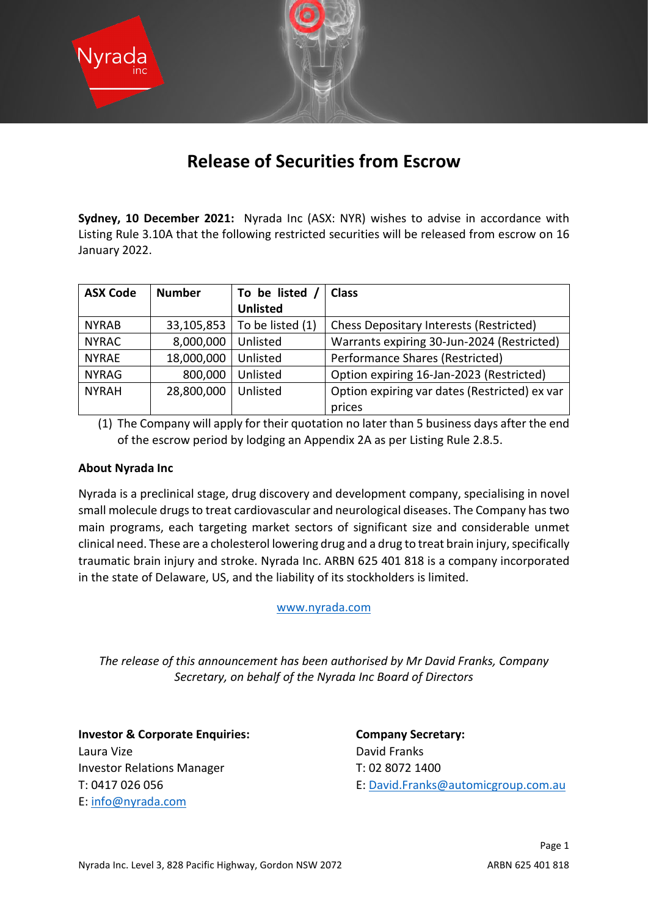# Release of Securities from Escrow

**Sydney, 10 December 2021:** Nyrada Inc (ASX: NYR) wishes to advise in accordance with Listing Rule 3.10A that the following restricted securities will be released from escrow on 16 January 2022.

| ASX Code | Number | To be listed / Unlisted | Class |
|---|---|---|---|
| NYRAB | 33,105,853 | To be listed (1) | Chess Depositary Interests (Restricted) |
| NYRAC | 8,000,000 | Unlisted | Warrants expiring 30-Jun-2024 (Restricted) |
| NYRAE | 18,000,000 | Unlisted | Performance Shares (Restricted) |
| NYRAG | 800,000 | Unlisted | Option expiring 16-Jan-2023 (Restricted) |
| NYRAH | 28,800,000 | Unlisted | Option expiring var dates (Restricted) ex var prices |

(1) The Company will apply for their quotation no later than 5 business days after the end of the escrow period by lodging an Appendix 2A as per Listing Rule 2.8.5.

**About Nyrada Inc**

Nyrada is a preclinical stage, drug discovery and development company, specialising in novel small molecule drugs to treat cardiovascular and neurological diseases. The Company has two main programs, each targeting market sectors of significant size and considerable unmet clinical need. These are a cholesterol lowering drug and a drug to treat brain injury, specifically traumatic brain injury and stroke. Nyrada Inc. ARBN 625 401 818 is a company incorporated in the state of Delaware, US, and the liability of its stockholders is limited.

www.nyrada.com

*The release of this announcement has been authorised by Mr David Franks, Company Secretary, on behalf of the Nyrada Inc Board of Directors*

**Investor & Corporate Enquiries:**
Laura Vize
Investor Relations Manager
T: 0417 026 056
E: info@nyrada.com

**Company Secretary:**
David Franks
T: 02 8072 1400
E: David.Franks@automicgroup.com.au

Nyrada Inc. Level 3, 828 Pacific Highway, Gordon NSW 2072

ARBN 625 401 818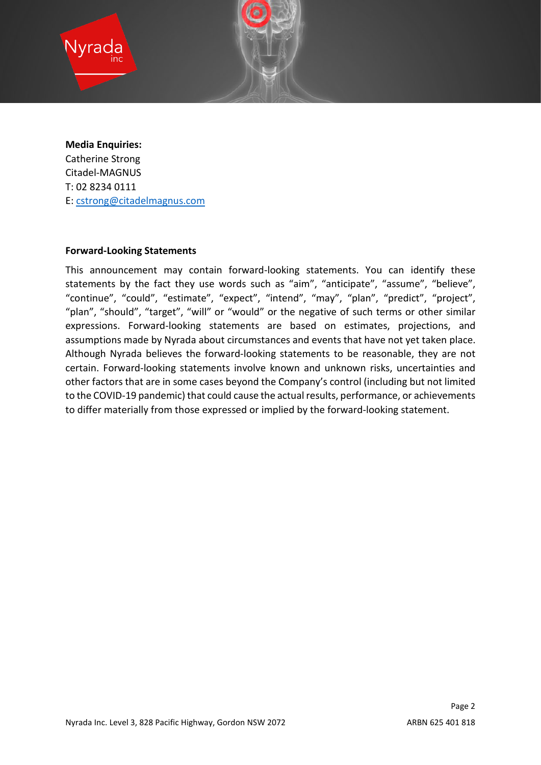**Media Enquiries:**
Catherine Strong
Citadel-MAGNUS
T: 02 8234 0111
E: cstrong@citadelmagnus.com

**Forward-Looking Statements**

This announcement may contain forward-looking statements. You can identify these statements by the fact they use words such as “aim”, “anticipate”, “assume”, “believe”, “continue”, “could”, “estimate”, “expect”, “intend”, “may”, “plan”, “predict”, “project”, “plan”, “should”, “target”, “will” or “would” or the negative of such terms or other similar expressions. Forward-looking statements are based on estimates, projections, and assumptions made by Nyrada about circumstances and events that have not yet taken place. Although Nyrada believes the forward-looking statements to be reasonable, they are not certain. Forward-looking statements involve known and unknown risks, uncertainties and other factors that are in some cases beyond the Company’s control (including but not limited to the COVID-19 pandemic) that could cause the actual results, performance, or achievements to differ materially from those expressed or implied by the forward-looking statement.